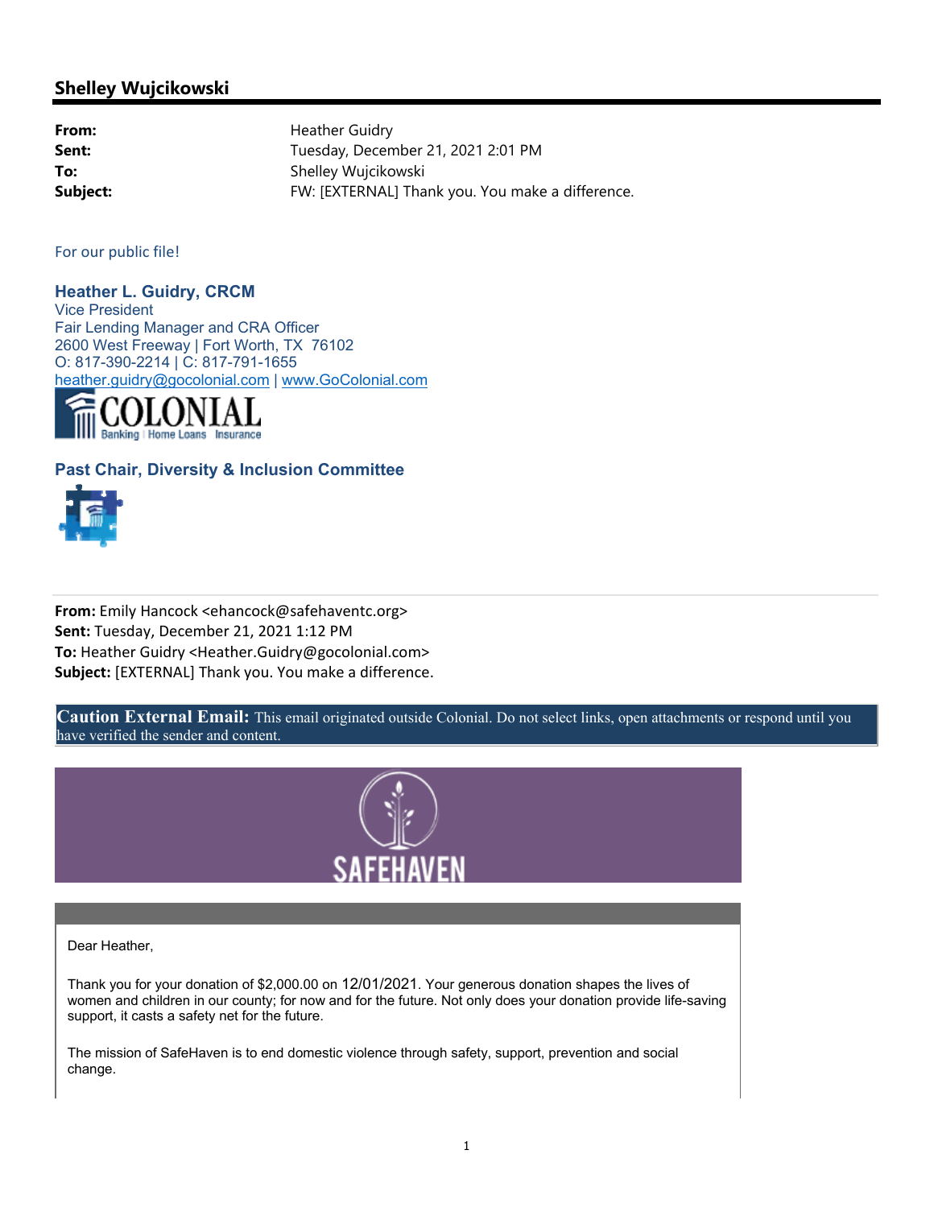## Shelley Wujcikowski

| | |
|---|---|
| **From:** | Heather Guidry |
| **Sent:** | Tuesday, December 21, 2021 2:01 PM |
| **To:** | Shelley Wujcikowski |
| **Subject:** | FW: [EXTERNAL] Thank you. You make a difference. |

For our public file!

**Heather L. Guidry, CRCM**
Vice President
Fair Lending Manager and CRA Officer
2600 West Freeway | Fort Worth, TX 76102
O: 817-390-2214 | C: 817-791-1655
heather.guidry@gocolonial.com | www.GoColonial.com

COLONIAL
Banking | Home Loans | Insurance

**Past Chair, Diversity & Inclusion Committee**

---

**From:** Emily Hancock <ehancock@safehaventc.org>
**Sent:** Tuesday, December 21, 2021 1:12 PM
**To:** Heather Guidry <Heather.Guidry@gocolonial.com>
**Subject:** [EXTERNAL] Thank you. You make a difference.

**Caution External Email:** This email originated outside Colonial. Do not select links, open attachments or respond until you have verified the sender and content.

SAFEHAVEN

Dear Heather,

Thank you for your donation of $2,000.00 on 12/01/2021. Your generous donation shapes the lives of women and children in our county; for now and for the future. Not only does your donation provide life-saving support, it casts a safety net for the future.

The mission of SafeHaven is to end domestic violence through safety, support, prevention and social change.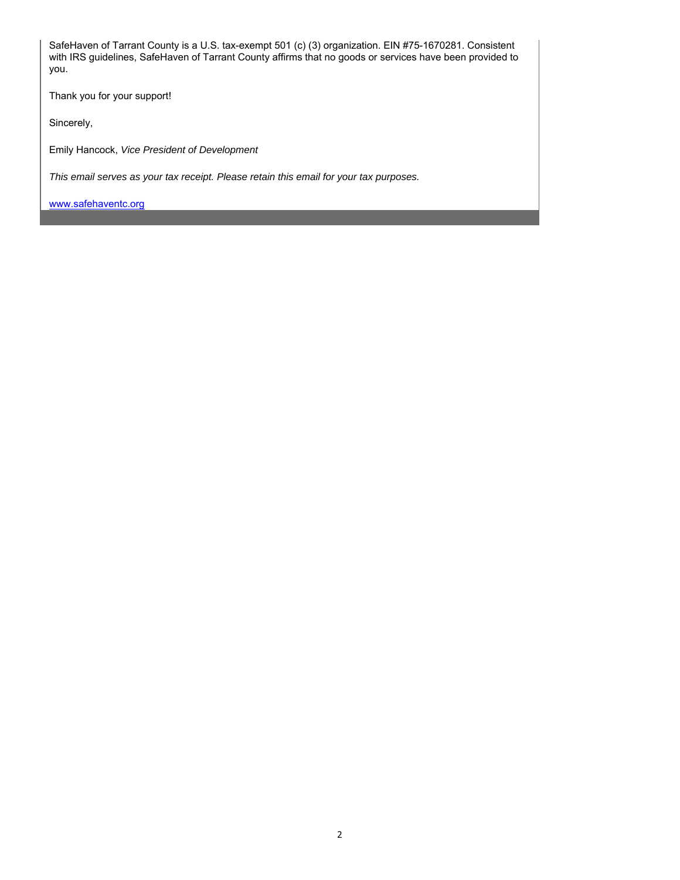SafeHaven of Tarrant County is a U.S. tax-exempt 501 (c) (3) organization. EIN #75-1670281. Consistent with IRS guidelines, SafeHaven of Tarrant County affirms that no goods or services have been provided to you.

Thank you for your support!

Sincerely,

Emily Hancock, *Vice President of Development*

*This email serves as your tax receipt. Please retain this email for your tax purposes.*

[www.safehaventc.org](http://www.safehaventc.org)